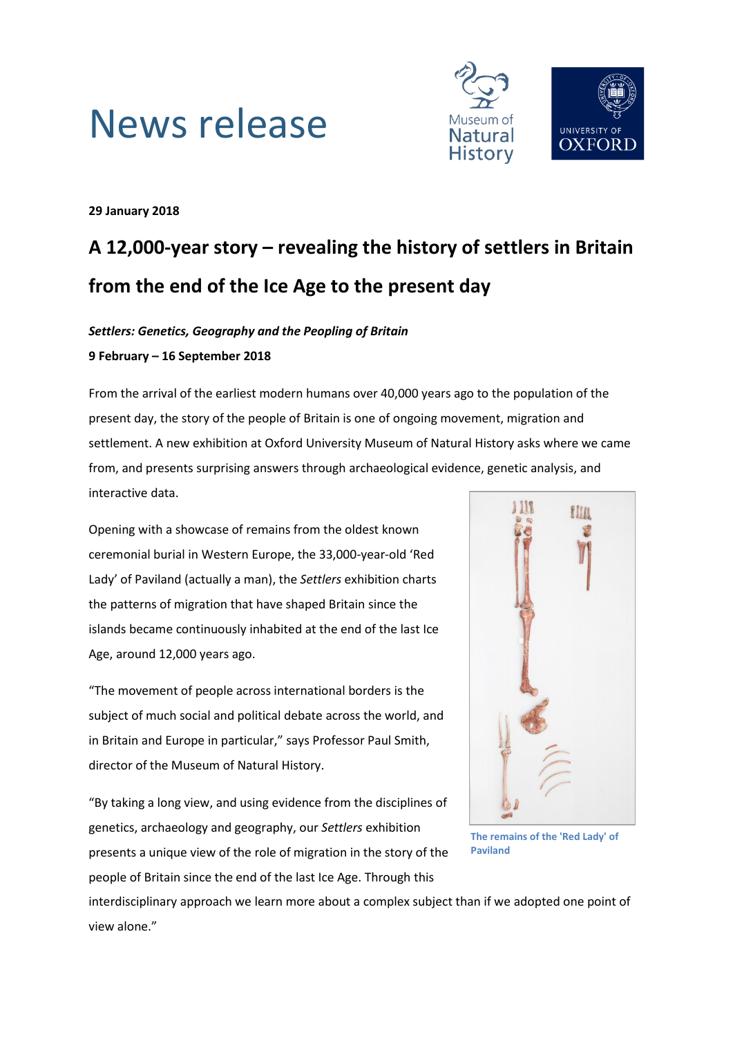# News release

**29 January 2018**

## A 12,000-year story – revealing the history of settlers in Britain from the end of the Ice Age to the present day

***Settlers: Genetics, Geography and the Peopling of Britain***

**9 February – 16 September 2018**

From the arrival of the earliest modern humans over 40,000 years ago to the population of the present day, the story of the people of Britain is one of ongoing movement, migration and settlement. A new exhibition at Oxford University Museum of Natural History asks where we came from, and presents surprising answers through archaeological evidence, genetic analysis, and interactive data.

Opening with a showcase of remains from the oldest known ceremonial burial in Western Europe, the 33,000-year-old 'Red Lady' of Paviland (actually a man), the *Settlers* exhibition charts the patterns of migration that have shaped Britain since the islands became continuously inhabited at the end of the last Ice Age, around 12,000 years ago.

The remains of the 'Red Lady' of Paviland

"The movement of people across international borders is the subject of much social and political debate across the world, and in Britain and Europe in particular," says Professor Paul Smith, director of the Museum of Natural History.

"By taking a long view, and using evidence from the disciplines of genetics, archaeology and geography, our *Settlers* exhibition presents a unique view of the role of migration in the story of the people of Britain since the end of the last Ice Age. Through this interdisciplinary approach we learn more about a complex subject than if we adopted one point of view alone."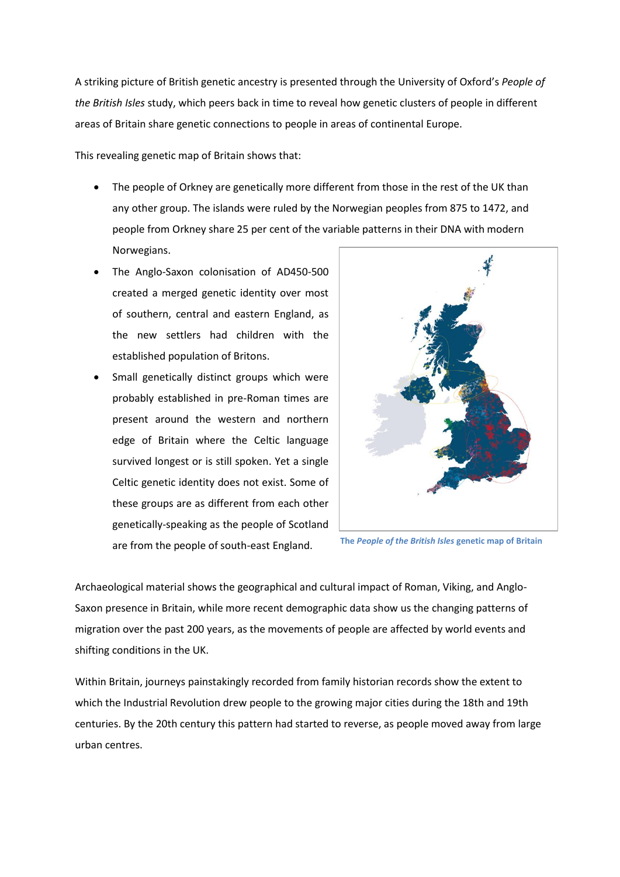A striking picture of British genetic ancestry is presented through the University of Oxford's *People of the British Isles* study, which peers back in time to reveal how genetic clusters of people in different areas of Britain share genetic connections to people in areas of continental Europe.

This revealing genetic map of Britain shows that:

- The people of Orkney are genetically more different from those in the rest of the UK than any other group. The islands were ruled by the Norwegian peoples from 875 to 1472, and people from Orkney share 25 per cent of the variable patterns in their DNA with modern Norwegians.
- The Anglo-Saxon colonisation of AD450-500 created a merged genetic identity over most of southern, central and eastern England, as the new settlers had children with the established population of Britons.
- Small genetically distinct groups which were probably established in pre-Roman times are present around the western and northern edge of Britain where the Celtic language survived longest or is still spoken. Yet a single Celtic genetic identity does not exist. Some of these groups are as different from each other genetically-speaking as the people of Scotland are from the people of south-east England.

**The *People of the British Isles* genetic map of Britain**

Archaeological material shows the geographical and cultural impact of Roman, Viking, and Anglo-Saxon presence in Britain, while more recent demographic data show us the changing patterns of migration over the past 200 years, as the movements of people are affected by world events and shifting conditions in the UK.

Within Britain, journeys painstakingly recorded from family historian records show the extent to which the Industrial Revolution drew people to the growing major cities during the 18th and 19th centuries. By the 20th century this pattern had started to reverse, as people moved away from large urban centres.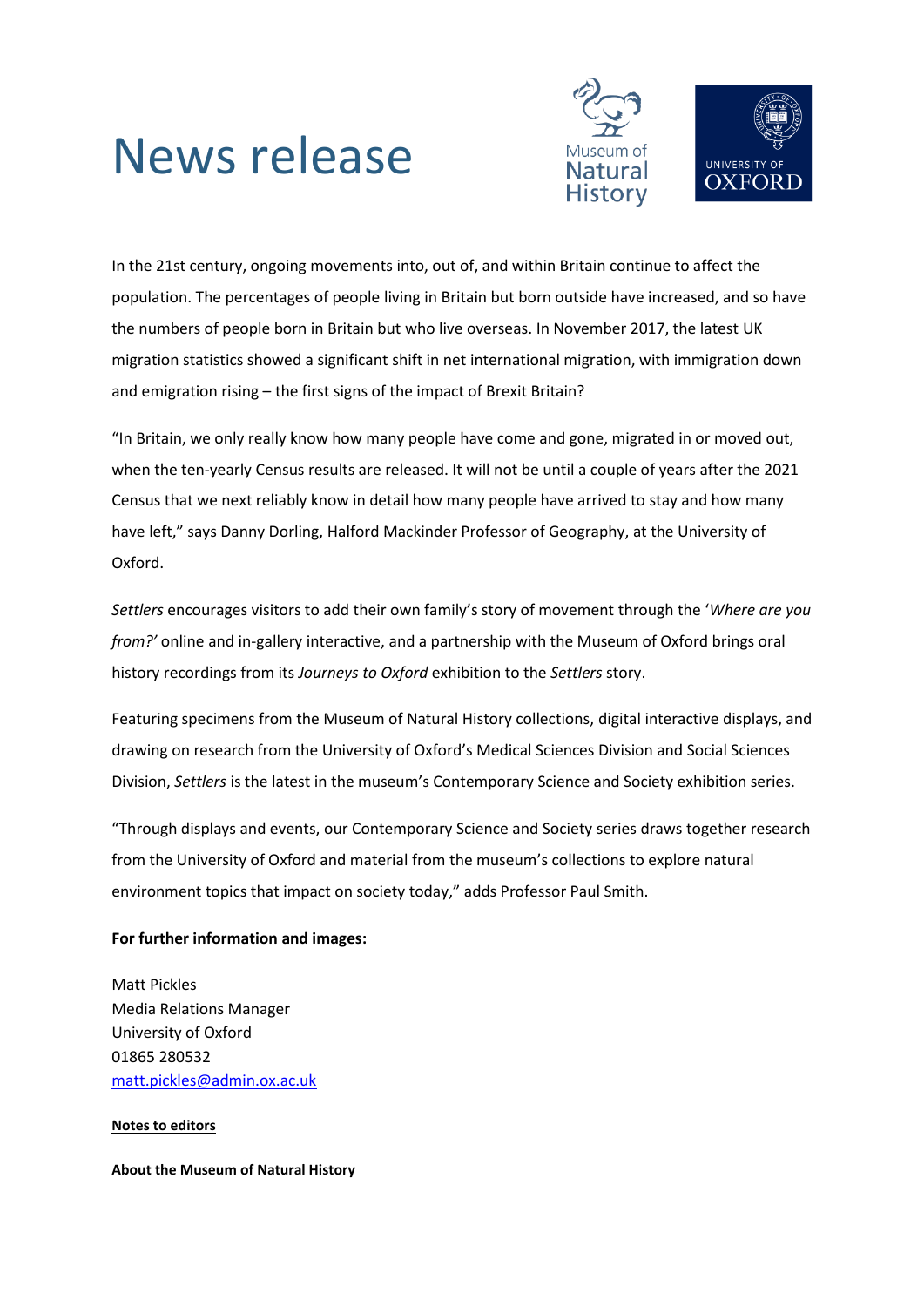# News release

In the 21st century, ongoing movements into, out of, and within Britain continue to affect the population. The percentages of people living in Britain but born outside have increased, and so have the numbers of people born in Britain but who live overseas. In November 2017, the latest UK migration statistics showed a significant shift in net international migration, with immigration down and emigration rising – the first signs of the impact of Brexit Britain?

"In Britain, we only really know how many people have come and gone, migrated in or moved out, when the ten-yearly Census results are released. It will not be until a couple of years after the 2021 Census that we next reliably know in detail how many people have arrived to stay and how many have left," says Danny Dorling, Halford Mackinder Professor of Geography, at the University of Oxford.

*Settlers* encourages visitors to add their own family's story of movement through the '*Where are you from?*' online and in-gallery interactive, and a partnership with the Museum of Oxford brings oral history recordings from its *Journeys to Oxford* exhibition to the *Settlers* story.

Featuring specimens from the Museum of Natural History collections, digital interactive displays, and drawing on research from the University of Oxford's Medical Sciences Division and Social Sciences Division, *Settlers* is the latest in the museum's Contemporary Science and Society exhibition series.

"Through displays and events, our Contemporary Science and Society series draws together research from the University of Oxford and material from the museum's collections to explore natural environment topics that impact on society today," adds Professor Paul Smith.

**For further information and images:**

Matt Pickles
Media Relations Manager
University of Oxford
01865 280532
matt.pickles@admin.ox.ac.uk

**Notes to editors**

**About the Museum of Natural History**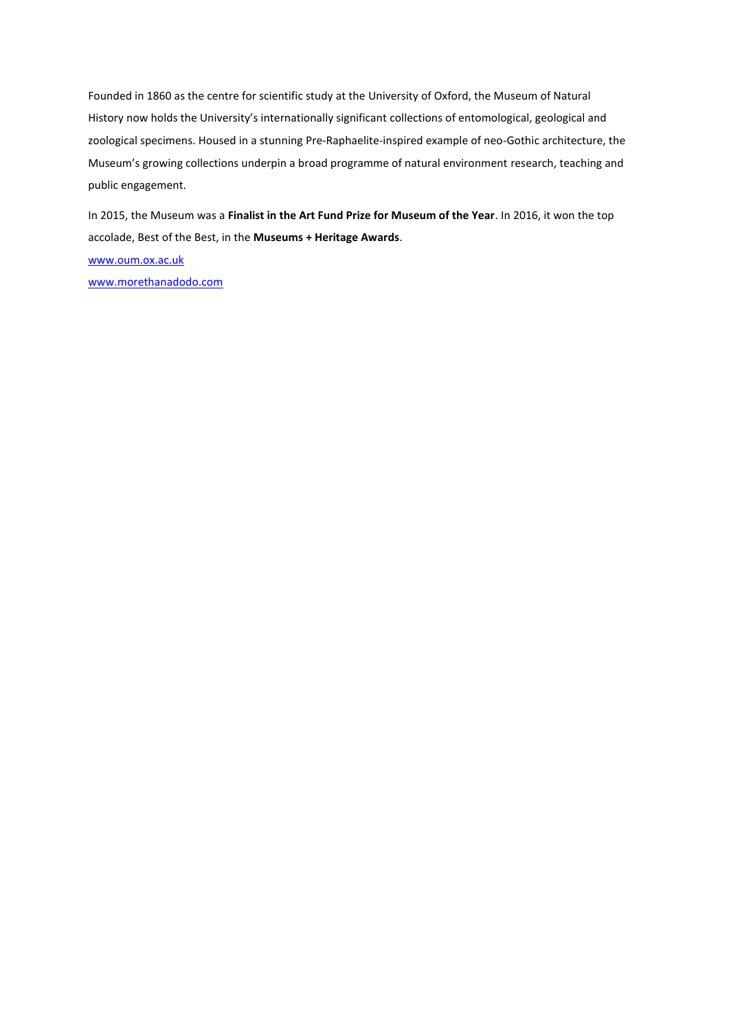Founded in 1860 as the centre for scientific study at the University of Oxford, the Museum of Natural History now holds the University's internationally significant collections of entomological, geological and zoological specimens. Housed in a stunning Pre-Raphaelite-inspired example of neo-Gothic architecture, the Museum's growing collections underpin a broad programme of natural environment research, teaching and public engagement.

In 2015, the Museum was a **Finalist in the Art Fund Prize for Museum of the Year**. In 2016, it won the top accolade, Best of the Best, in the **Museums + Heritage Awards**.

www.oum.ox.ac.uk

www.morethanadodo.com